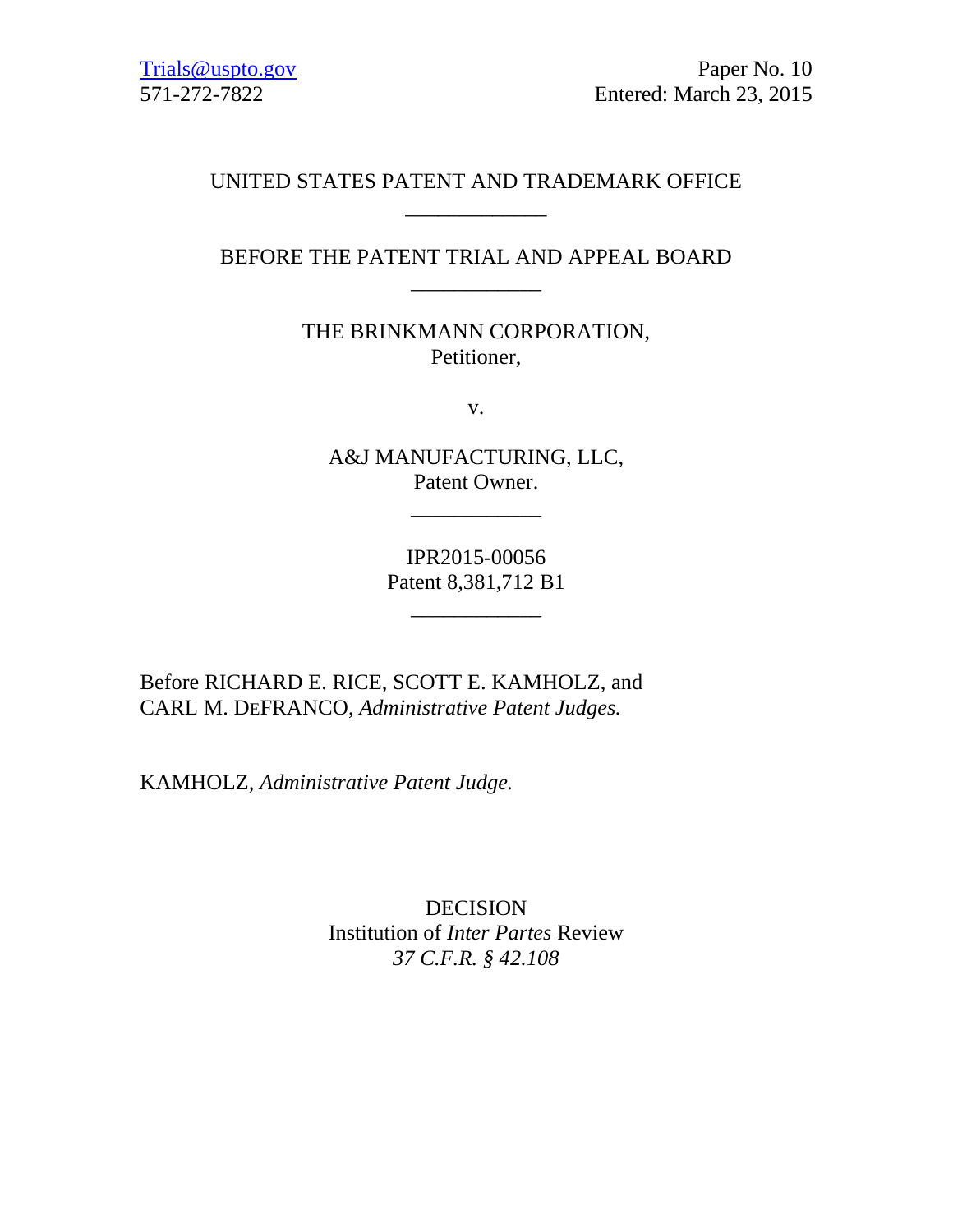Trials@uspto.gov
571-272-7822

Paper No. 10
Entered: March 23, 2015

UNITED STATES PATENT AND TRADEMARK OFFICE

---

BEFORE THE PATENT TRIAL AND APPEAL BOARD

---

THE BRINKMANN CORPORATION,
Petitioner,

v.

A&J MANUFACTURING, LLC,
Patent Owner.

---

IPR2015-00056
Patent 8,381,712 B1

---

Before RICHARD E. RICE, SCOTT E. KAMHOLZ, and CARL M. DEFRANCO, *Administrative Patent Judges.*

KAMHOLZ, *Administrative Patent Judge.*

DECISION
Institution of *Inter Partes* Review
*37 C.F.R. § 42.108*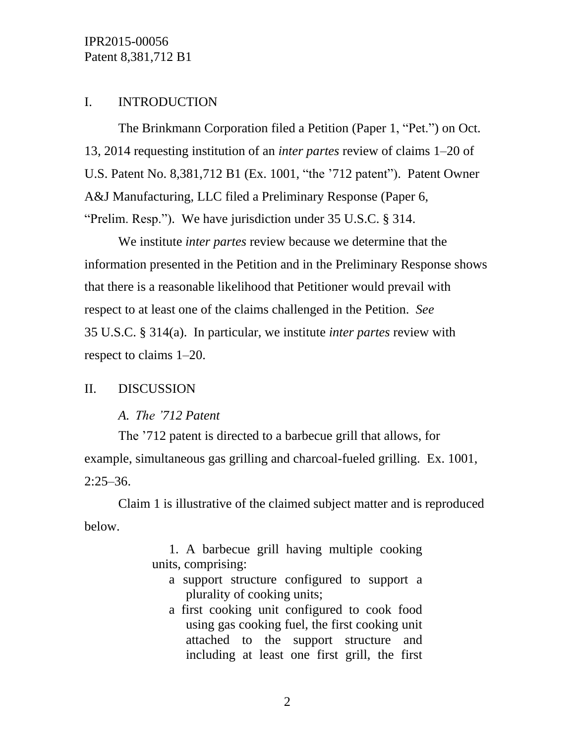## I. INTRODUCTION

The Brinkmann Corporation filed a Petition (Paper 1, "Pet.") on Oct. 13, 2014 requesting institution of an *inter partes* review of claims 1–20 of U.S. Patent No. 8,381,712 B1 (Ex. 1001, "the '712 patent"). Patent Owner A&J Manufacturing, LLC filed a Preliminary Response (Paper 6, "Prelim. Resp."). We have jurisdiction under 35 U.S.C. § 314.

We institute *inter partes* review because we determine that the information presented in the Petition and in the Preliminary Response shows that there is a reasonable likelihood that Petitioner would prevail with respect to at least one of the claims challenged in the Petition. *See* 35 U.S.C. § 314(a). In particular, we institute *inter partes* review with respect to claims 1–20.

## II. DISCUSSION

### *A. The '712 Patent*

The '712 patent is directed to a barbecue grill that allows, for example, simultaneous gas grilling and charcoal-fueled grilling. Ex. 1001, 2:25–36.

Claim 1 is illustrative of the claimed subject matter and is reproduced below.

> 1. A barbecue grill having multiple cooking units, comprising:
>
> a support structure configured to support a plurality of cooking units;
>
> a first cooking unit configured to cook food using gas cooking fuel, the first cooking unit attached to the support structure and including at least one first grill, the first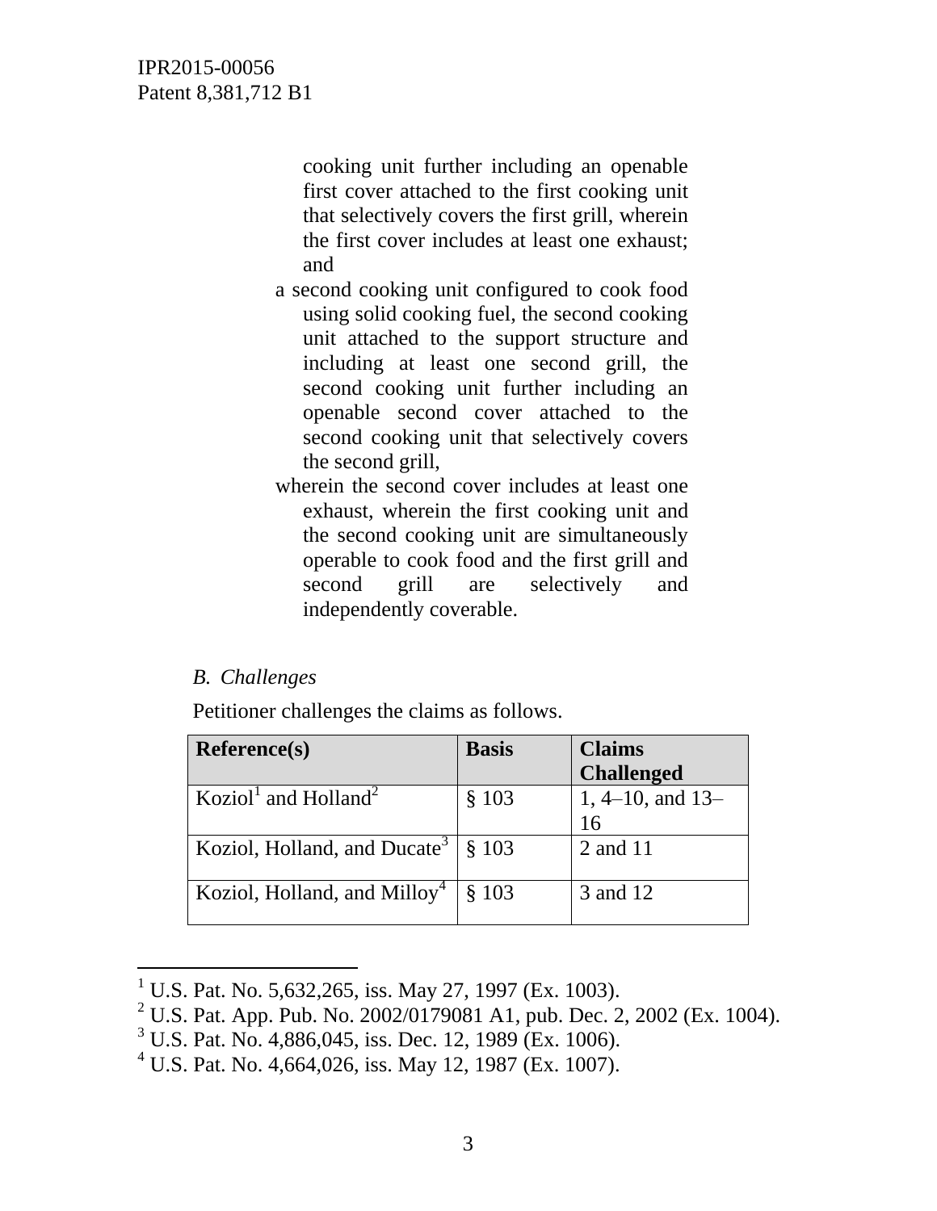> cooking unit further including an openable first cover attached to the first cooking unit that selectively covers the first grill, wherein the first cover includes at least one exhaust; and
>
> a second cooking unit configured to cook food using solid cooking fuel, the second cooking unit attached to the support structure and including at least one second grill, the second cooking unit further including an openable second cover attached to the second cooking unit that selectively covers the second grill,
>
> wherein the second cover includes at least one exhaust, wherein the first cooking unit and the second cooking unit are simultaneously operable to cook food and the first grill and second grill are selectively and independently coverable.

### *B. Challenges*

Petitioner challenges the claims as follows.

| Reference(s) | Basis | Claims Challenged |
|---|---|---|
| Koziol[1] and Holland[2] | § 103 | 1, 4–10, and 13–16 |
| Koziol, Holland, and Ducate[3] | § 103 | 2 and 11 |
| Koziol, Holland, and Milloy[4] | § 103 | 3 and 12 |

[1] U.S. Pat. No. 5,632,265, iss. May 27, 1997 (Ex. 1003).
[2] U.S. Pat. App. Pub. No. 2002/0179081 A1, pub. Dec. 2, 2002 (Ex. 1004).
[3] U.S. Pat. No. 4,886,045, iss. Dec. 12, 1989 (Ex. 1006).
[4] U.S. Pat. No. 4,664,026, iss. May 12, 1987 (Ex. 1007).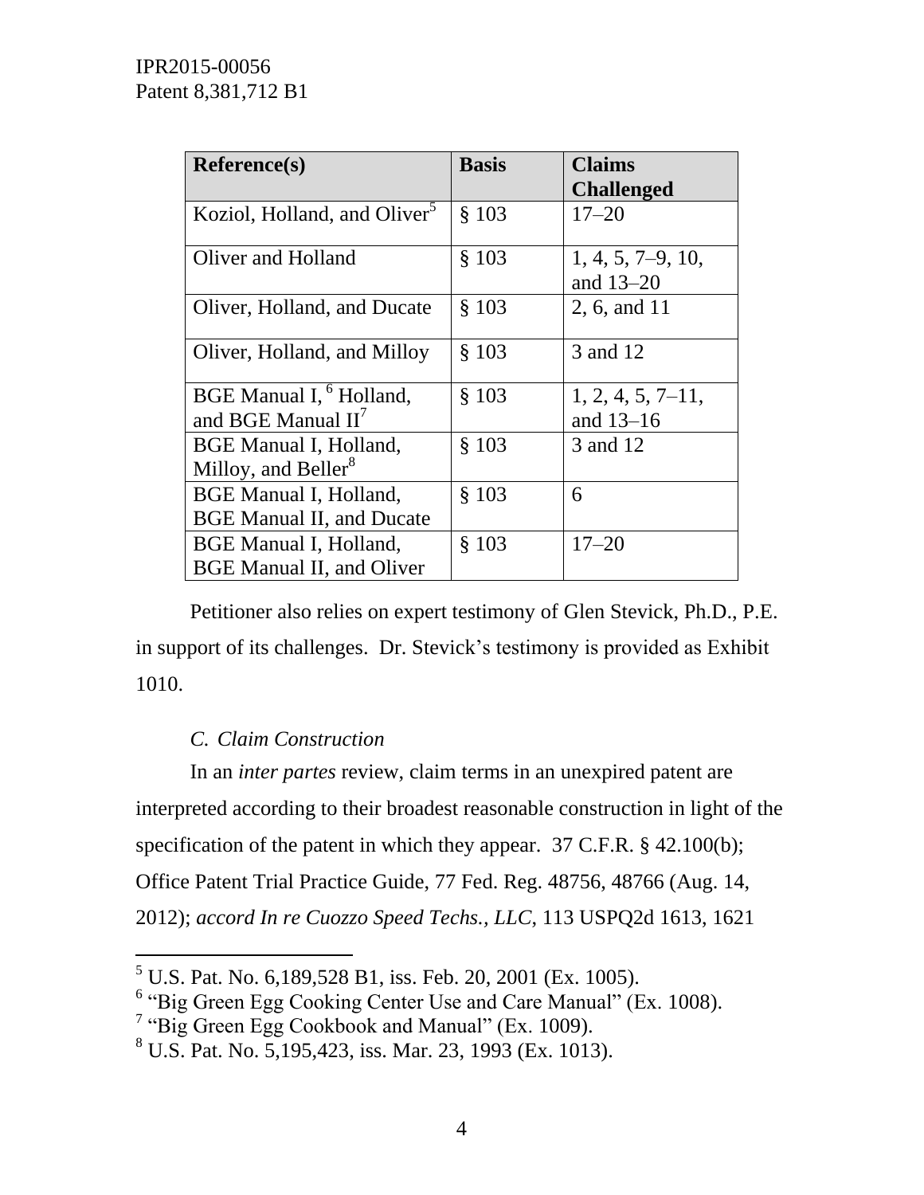| Reference(s) | Basis | Claims Challenged |
|---|---|---|
| Koziol, Holland, and Oliver[5] | § 103 | 17–20 |
| Oliver and Holland | § 103 | 1, 4, 5, 7–9, 10, and 13–20 |
| Oliver, Holland, and Ducate | § 103 | 2, 6, and 11 |
| Oliver, Holland, and Milloy | § 103 | 3 and 12 |
| BGE Manual I,[6] Holland, and BGE Manual II[7] | § 103 | 1, 2, 4, 5, 7–11, and 13–16 |
| BGE Manual I, Holland, Milloy, and Beller[8] | § 103 | 3 and 12 |
| BGE Manual I, Holland, BGE Manual II, and Ducate | § 103 | 6 |
| BGE Manual I, Holland, BGE Manual II, and Oliver | § 103 | 17–20 |

Petitioner also relies on expert testimony of Glen Stevick, Ph.D., P.E. in support of its challenges. Dr. Stevick's testimony is provided as Exhibit 1010.

### *C. Claim Construction*

In an *inter partes* review, claim terms in an unexpired patent are interpreted according to their broadest reasonable construction in light of the specification of the patent in which they appear. 37 C.F.R. § 42.100(b); Office Patent Trial Practice Guide, 77 Fed. Reg. 48756, 48766 (Aug. 14, 2012); *accord In re Cuozzo Speed Techs., LLC*, 113 USPQ2d 1613, 1621

[5] U.S. Pat. No. 6,189,528 B1, iss. Feb. 20, 2001 (Ex. 1005).
[6] "Big Green Egg Cooking Center Use and Care Manual" (Ex. 1008).
[7] "Big Green Egg Cookbook and Manual" (Ex. 1009).
[8] U.S. Pat. No. 5,195,423, iss. Mar. 23, 1993 (Ex. 1013).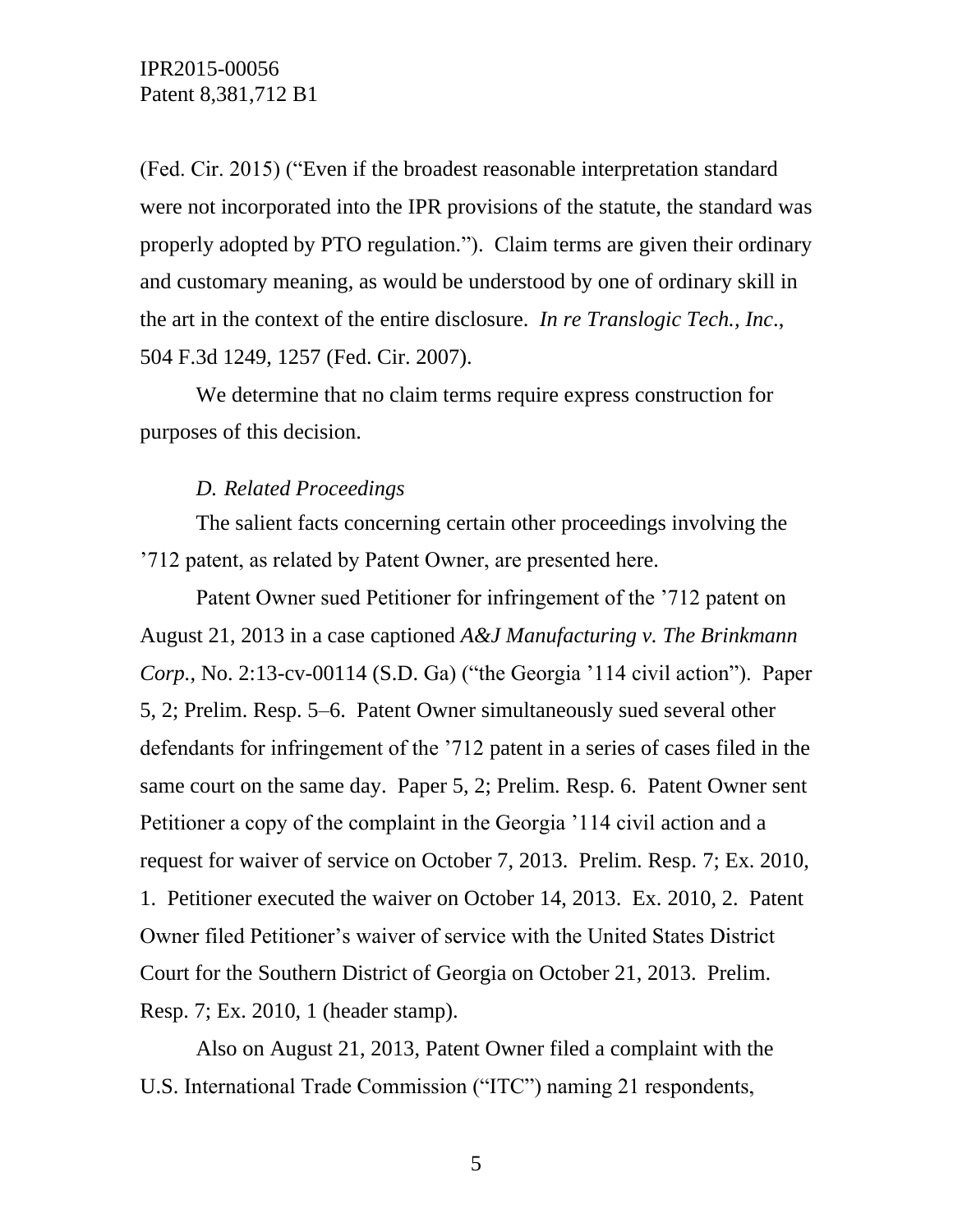(Fed. Cir. 2015) ("Even if the broadest reasonable interpretation standard were not incorporated into the IPR provisions of the statute, the standard was properly adopted by PTO regulation."). Claim terms are given their ordinary and customary meaning, as would be understood by one of ordinary skill in the art in the context of the entire disclosure. *In re Translogic Tech., Inc*., 504 F.3d 1249, 1257 (Fed. Cir. 2007).

We determine that no claim terms require express construction for purposes of this decision.

### *D. Related Proceedings*

The salient facts concerning certain other proceedings involving the '712 patent, as related by Patent Owner, are presented here.

Patent Owner sued Petitioner for infringement of the '712 patent on August 21, 2013 in a case captioned *A&J Manufacturing v. The Brinkmann Corp.*, No. 2:13-cv-00114 (S.D. Ga) ("the Georgia '114 civil action"). Paper 5, 2; Prelim. Resp. 5–6. Patent Owner simultaneously sued several other defendants for infringement of the '712 patent in a series of cases filed in the same court on the same day. Paper 5, 2; Prelim. Resp. 6. Patent Owner sent Petitioner a copy of the complaint in the Georgia '114 civil action and a request for waiver of service on October 7, 2013. Prelim. Resp. 7; Ex. 2010, 1. Petitioner executed the waiver on October 14, 2013. Ex. 2010, 2. Patent Owner filed Petitioner's waiver of service with the United States District Court for the Southern District of Georgia on October 21, 2013. Prelim. Resp. 7; Ex. 2010, 1 (header stamp).

Also on August 21, 2013, Patent Owner filed a complaint with the U.S. International Trade Commission ("ITC") naming 21 respondents,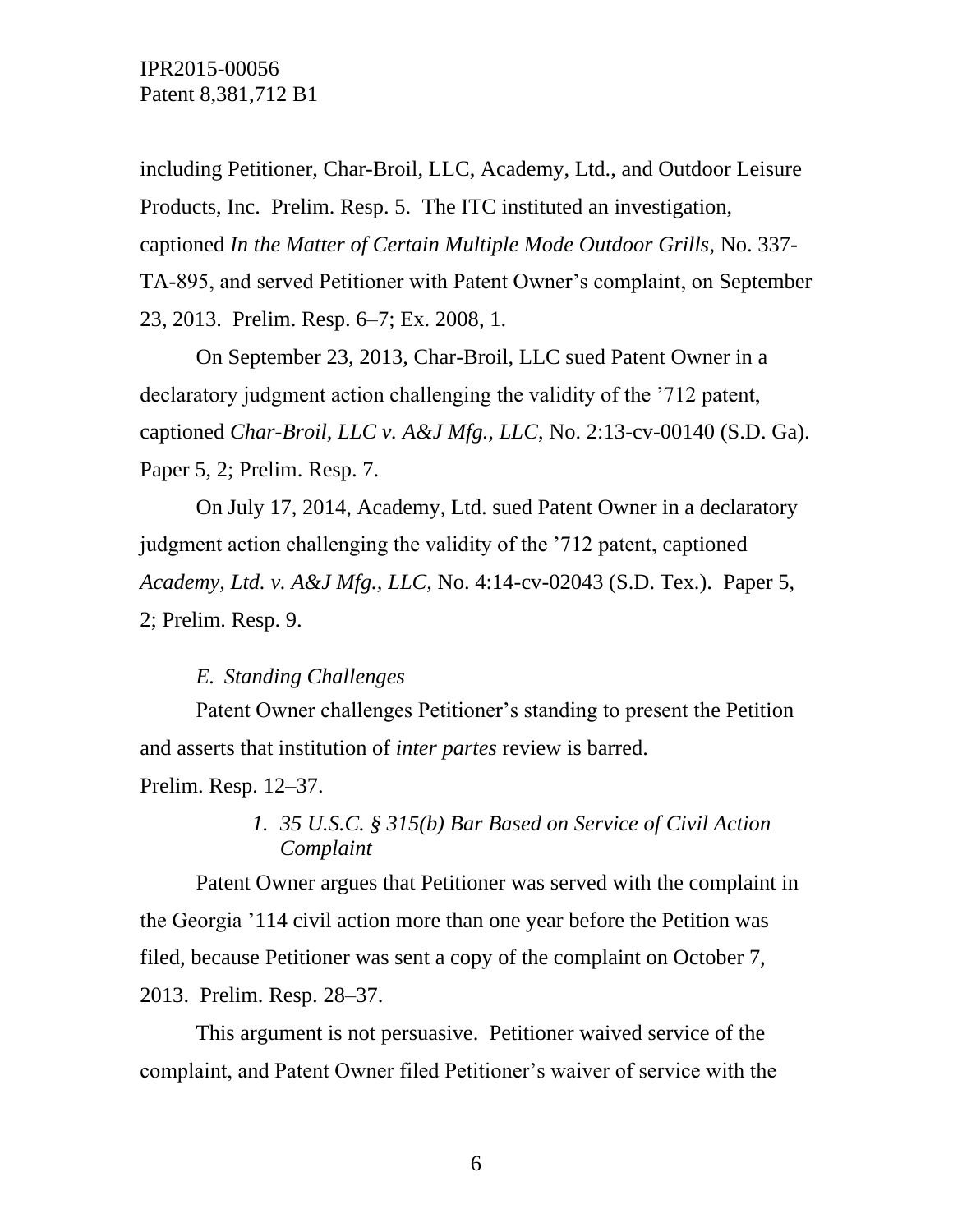including Petitioner, Char-Broil, LLC, Academy, Ltd., and Outdoor Leisure Products, Inc. Prelim. Resp. 5. The ITC instituted an investigation, captioned *In the Matter of Certain Multiple Mode Outdoor Grills*, No. 337-TA-895, and served Petitioner with Patent Owner's complaint, on September 23, 2013. Prelim. Resp. 6–7; Ex. 2008, 1.

On September 23, 2013, Char-Broil, LLC sued Patent Owner in a declaratory judgment action challenging the validity of the '712 patent, captioned *Char-Broil, LLC v. A&J Mfg., LLC*, No. 2:13-cv-00140 (S.D. Ga). Paper 5, 2; Prelim. Resp. 7.

On July 17, 2014, Academy, Ltd. sued Patent Owner in a declaratory judgment action challenging the validity of the '712 patent, captioned *Academy, Ltd. v. A&J Mfg., LLC*, No. 4:14-cv-02043 (S.D. Tex.). Paper 5, 2; Prelim. Resp. 9.

### *E. Standing Challenges*

Patent Owner challenges Petitioner's standing to present the Petition and asserts that institution of *inter partes* review is barred. Prelim. Resp. 12–37.

#### *1. 35 U.S.C. § 315(b) Bar Based on Service of Civil Action Complaint*

Patent Owner argues that Petitioner was served with the complaint in the Georgia '114 civil action more than one year before the Petition was filed, because Petitioner was sent a copy of the complaint on October 7, 2013. Prelim. Resp. 28–37.

This argument is not persuasive. Petitioner waived service of the complaint, and Patent Owner filed Petitioner's waiver of service with the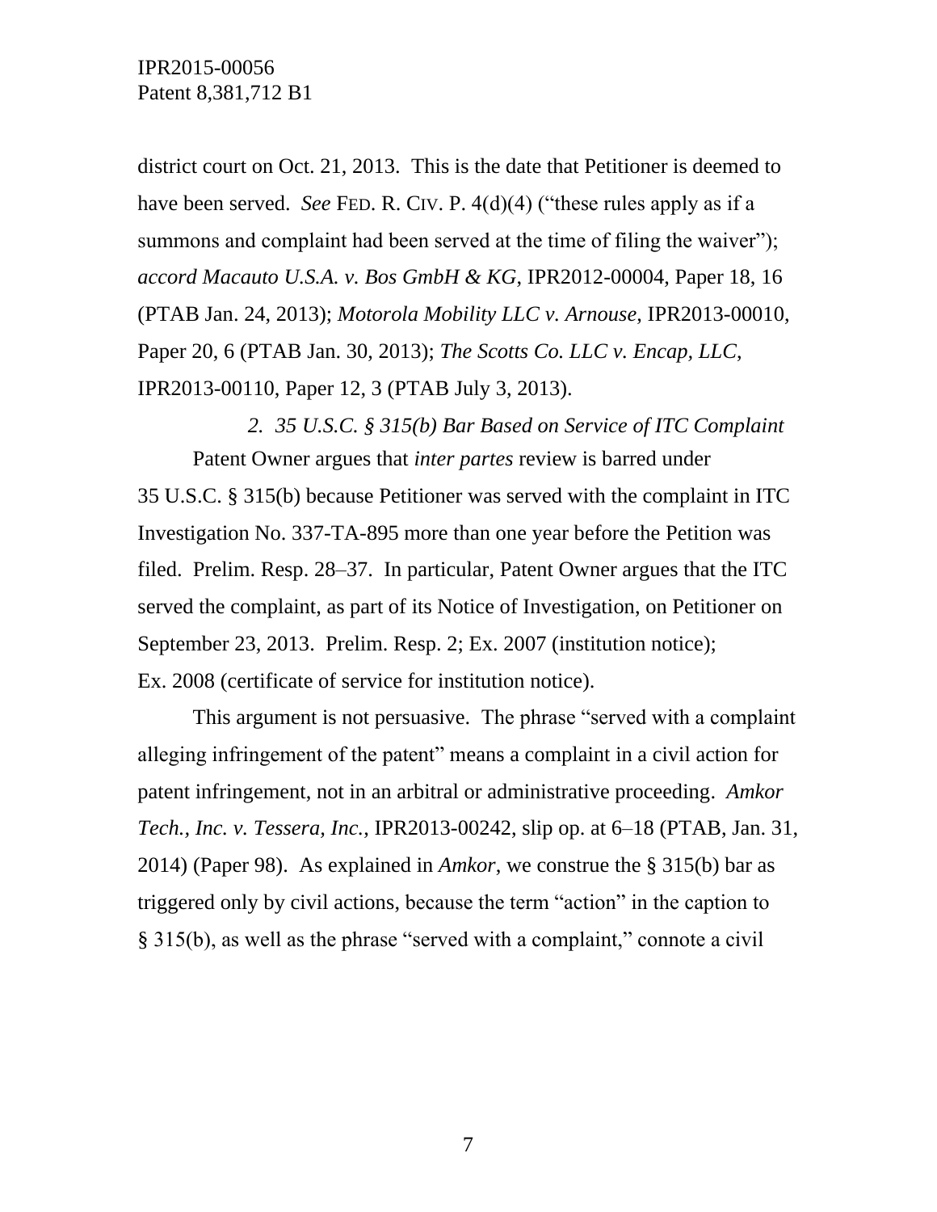district court on Oct. 21, 2013. This is the date that Petitioner is deemed to have been served. *See* FED. R. CIV. P. 4(d)(4) ("these rules apply as if a summons and complaint had been served at the time of filing the waiver"); *accord Macauto U.S.A. v. Bos GmbH & KG*, IPR2012-00004, Paper 18, 16 (PTAB Jan. 24, 2013); *Motorola Mobility LLC v. Arnouse*, IPR2013-00010, Paper 20, 6 (PTAB Jan. 30, 2013); *The Scotts Co. LLC v. Encap, LLC*, IPR2013-00110, Paper 12, 3 (PTAB July 3, 2013).

#### *2. 35 U.S.C. § 315(b) Bar Based on Service of ITC Complaint*

Patent Owner argues that *inter partes* review is barred under 35 U.S.C. § 315(b) because Petitioner was served with the complaint in ITC Investigation No. 337-TA-895 more than one year before the Petition was filed. Prelim. Resp. 28–37. In particular, Patent Owner argues that the ITC served the complaint, as part of its Notice of Investigation, on Petitioner on September 23, 2013. Prelim. Resp. 2; Ex. 2007 (institution notice); Ex. 2008 (certificate of service for institution notice).

This argument is not persuasive. The phrase "served with a complaint alleging infringement of the patent" means a complaint in a civil action for patent infringement, not in an arbitral or administrative proceeding. *Amkor Tech., Inc. v. Tessera, Inc.*, IPR2013-00242, slip op. at 6–18 (PTAB, Jan. 31, 2014) (Paper 98). As explained in *Amkor*, we construe the § 315(b) bar as triggered only by civil actions, because the term "action" in the caption to § 315(b), as well as the phrase "served with a complaint," connote a civil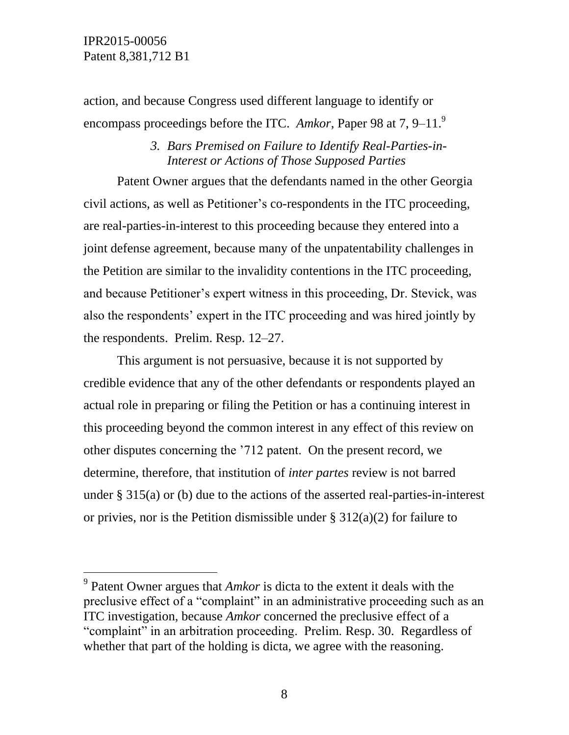action, and because Congress used different language to identify or encompass proceedings before the ITC. *Amkor*, Paper 98 at 7, 9–11.[9]

*3. Bars Premised on Failure to Identify Real-Parties-in-Interest or Actions of Those Supposed Parties*

Patent Owner argues that the defendants named in the other Georgia civil actions, as well as Petitioner's co-respondents in the ITC proceeding, are real-parties-in-interest to this proceeding because they entered into a joint defense agreement, because many of the unpatentability challenges in the Petition are similar to the invalidity contentions in the ITC proceeding, and because Petitioner's expert witness in this proceeding, Dr. Stevick, was also the respondents' expert in the ITC proceeding and was hired jointly by the respondents. Prelim. Resp. 12–27.

This argument is not persuasive, because it is not supported by credible evidence that any of the other defendants or respondents played an actual role in preparing or filing the Petition or has a continuing interest in this proceeding beyond the common interest in any effect of this review on other disputes concerning the '712 patent. On the present record, we determine, therefore, that institution of *inter partes* review is not barred under § 315(a) or (b) due to the actions of the asserted real-parties-in-interest or privies, nor is the Petition dismissible under § 312(a)(2) for failure to

[9] Patent Owner argues that *Amkor* is dicta to the extent it deals with the preclusive effect of a "complaint" in an administrative proceeding such as an ITC investigation, because *Amkor* concerned the preclusive effect of a "complaint" in an arbitration proceeding. Prelim. Resp. 30. Regardless of whether that part of the holding is dicta, we agree with the reasoning.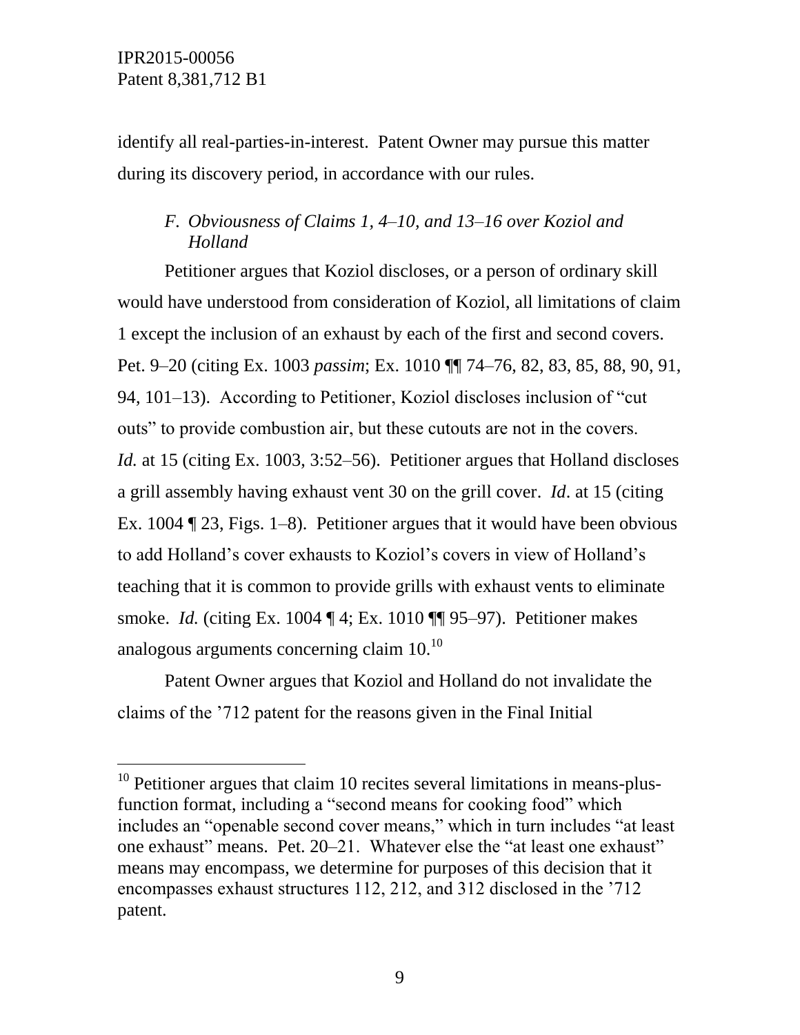identify all real-parties-in-interest. Patent Owner may pursue this matter during its discovery period, in accordance with our rules.

### *F. Obviousness of Claims 1, 4–10, and 13–16 over Koziol and Holland*

Petitioner argues that Koziol discloses, or a person of ordinary skill would have understood from consideration of Koziol, all limitations of claim 1 except the inclusion of an exhaust by each of the first and second covers. Pet. 9–20 (citing Ex. 1003 *passim*; Ex. 1010 ¶¶ 74–76, 82, 83, 85, 88, 90, 91, 94, 101–13). According to Petitioner, Koziol discloses inclusion of "cut outs" to provide combustion air, but these cutouts are not in the covers. *Id.* at 15 (citing Ex. 1003, 3:52–56). Petitioner argues that Holland discloses a grill assembly having exhaust vent 30 on the grill cover. *Id*. at 15 (citing Ex. 1004 ¶ 23, Figs. 1–8). Petitioner argues that it would have been obvious to add Holland's cover exhausts to Koziol's covers in view of Holland's teaching that it is common to provide grills with exhaust vents to eliminate smoke. *Id.* (citing Ex. 1004 ¶ 4; Ex. 1010 ¶¶ 95–97). Petitioner makes analogous arguments concerning claim 10.[10]

Patent Owner argues that Koziol and Holland do not invalidate the claims of the '712 patent for the reasons given in the Final Initial

---

[10] Petitioner argues that claim 10 recites several limitations in means-plus-function format, including a "second means for cooking food" which includes an "openable second cover means," which in turn includes "at least one exhaust" means. Pet. 20–21. Whatever else the "at least one exhaust" means may encompass, we determine for purposes of this decision that it encompasses exhaust structures 112, 212, and 312 disclosed in the '712 patent.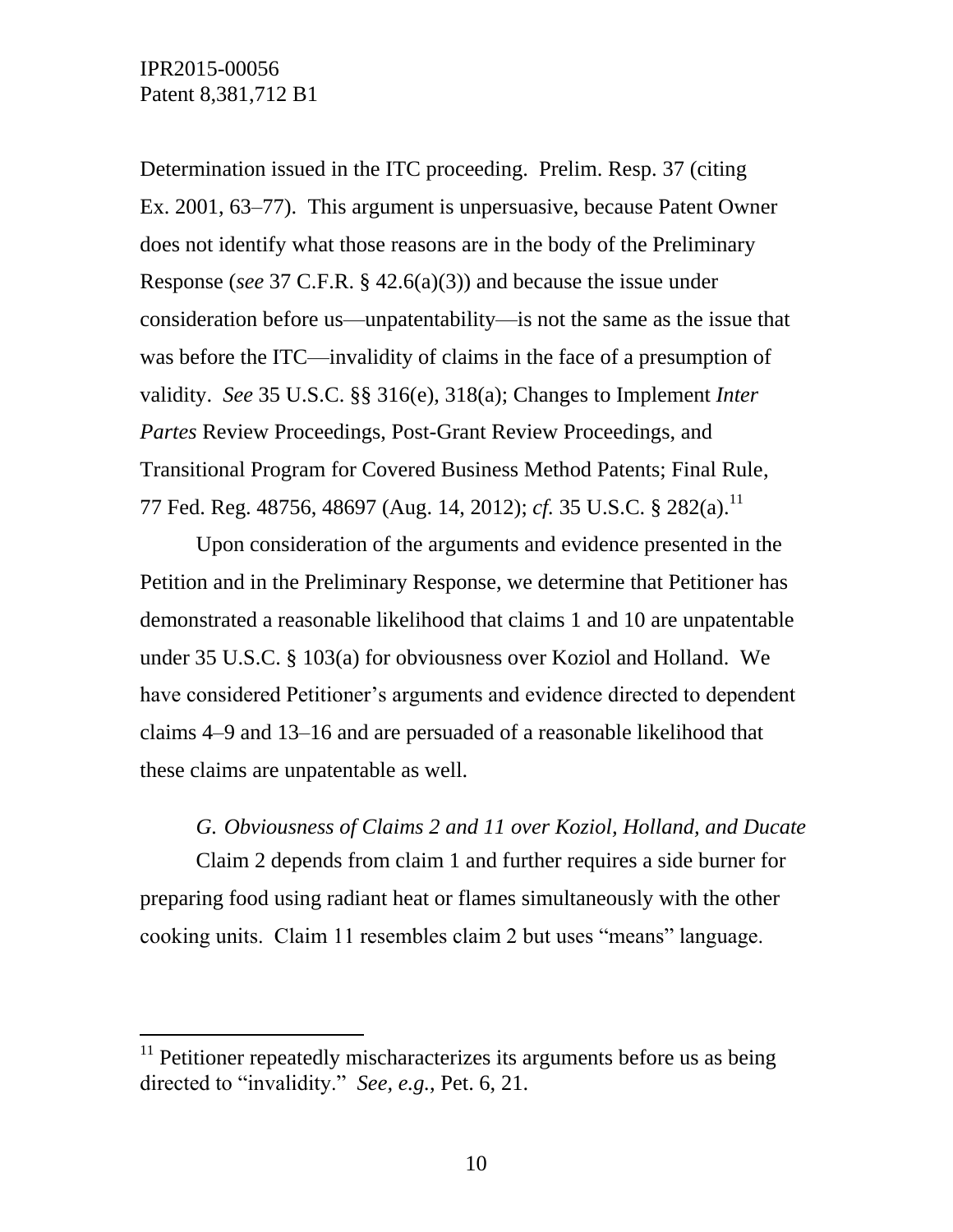Determination issued in the ITC proceeding. Prelim. Resp. 37 (citing Ex. 2001, 63–77). This argument is unpersuasive, because Patent Owner does not identify what those reasons are in the body of the Preliminary Response (*see* 37 C.F.R. § 42.6(a)(3)) and because the issue under consideration before us—unpatentability—is not the same as the issue that was before the ITC—invalidity of claims in the face of a presumption of validity. *See* 35 U.S.C. §§ 316(e), 318(a); Changes to Implement *Inter Partes* Review Proceedings, Post-Grant Review Proceedings, and Transitional Program for Covered Business Method Patents; Final Rule, 77 Fed. Reg. 48756, 48697 (Aug. 14, 2012); *cf.* 35 U.S.C. § 282(a).[11]

Upon consideration of the arguments and evidence presented in the Petition and in the Preliminary Response, we determine that Petitioner has demonstrated a reasonable likelihood that claims 1 and 10 are unpatentable under 35 U.S.C. § 103(a) for obviousness over Koziol and Holland. We have considered Petitioner's arguments and evidence directed to dependent claims 4–9 and 13–16 and are persuaded of a reasonable likelihood that these claims are unpatentable as well.

### *G. Obviousness of Claims 2 and 11 over Koziol, Holland, and Ducate*

Claim 2 depends from claim 1 and further requires a side burner for preparing food using radiant heat or flames simultaneously with the other cooking units. Claim 11 resembles claim 2 but uses "means" language.

[11] Petitioner repeatedly mischaracterizes its arguments before us as being directed to "invalidity." *See, e.g.*, Pet. 6, 21.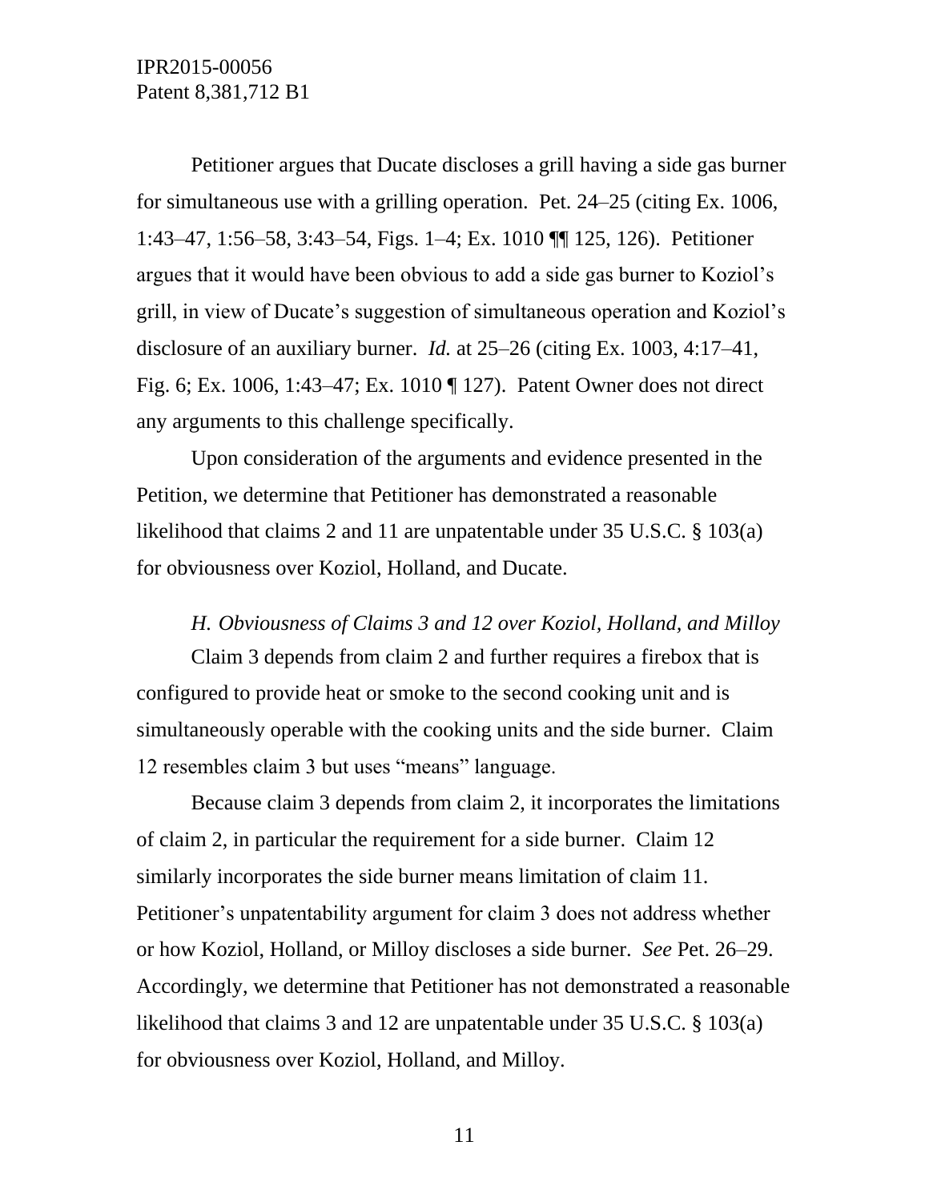Petitioner argues that Ducate discloses a grill having a side gas burner for simultaneous use with a grilling operation. Pet. 24–25 (citing Ex. 1006, 1:43–47, 1:56–58, 3:43–54, Figs. 1–4; Ex. 1010 ¶¶ 125, 126). Petitioner argues that it would have been obvious to add a side gas burner to Koziol's grill, in view of Ducate's suggestion of simultaneous operation and Koziol's disclosure of an auxiliary burner. *Id.* at 25–26 (citing Ex. 1003, 4:17–41, Fig. 6; Ex. 1006, 1:43–47; Ex. 1010 ¶ 127). Patent Owner does not direct any arguments to this challenge specifically.

Upon consideration of the arguments and evidence presented in the Petition, we determine that Petitioner has demonstrated a reasonable likelihood that claims 2 and 11 are unpatentable under 35 U.S.C. § 103(a) for obviousness over Koziol, Holland, and Ducate.

### *H. Obviousness of Claims 3 and 12 over Koziol, Holland, and Milloy*

Claim 3 depends from claim 2 and further requires a firebox that is configured to provide heat or smoke to the second cooking unit and is simultaneously operable with the cooking units and the side burner. Claim 12 resembles claim 3 but uses "means" language.

Because claim 3 depends from claim 2, it incorporates the limitations of claim 2, in particular the requirement for a side burner. Claim 12 similarly incorporates the side burner means limitation of claim 11. Petitioner's unpatentability argument for claim 3 does not address whether or how Koziol, Holland, or Milloy discloses a side burner. *See* Pet. 26–29. Accordingly, we determine that Petitioner has not demonstrated a reasonable likelihood that claims 3 and 12 are unpatentable under 35 U.S.C. § 103(a) for obviousness over Koziol, Holland, and Milloy.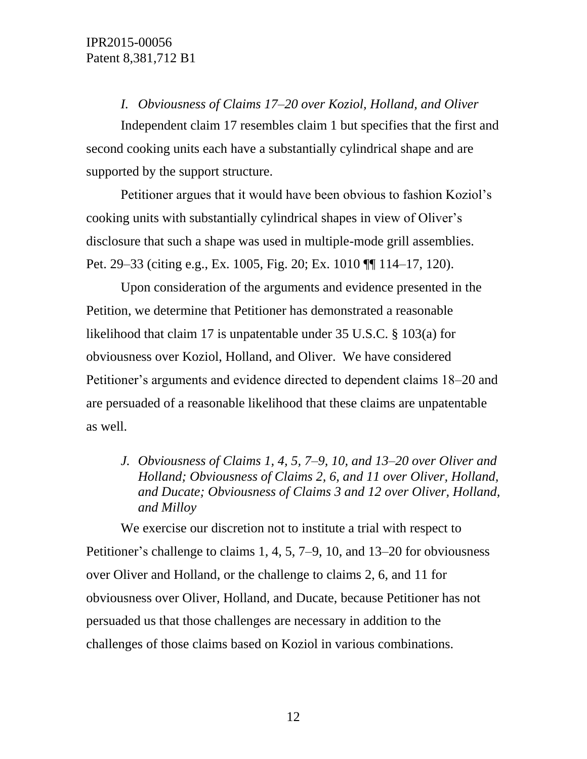### *I. Obviousness of Claims 17–20 over Koziol, Holland, and Oliver*

Independent claim 17 resembles claim 1 but specifies that the first and second cooking units each have a substantially cylindrical shape and are supported by the support structure.

Petitioner argues that it would have been obvious to fashion Koziol's cooking units with substantially cylindrical shapes in view of Oliver's disclosure that such a shape was used in multiple-mode grill assemblies. Pet. 29–33 (citing e.g., Ex. 1005, Fig. 20; Ex. 1010 ¶¶ 114–17, 120).

Upon consideration of the arguments and evidence presented in the Petition, we determine that Petitioner has demonstrated a reasonable likelihood that claim 17 is unpatentable under 35 U.S.C. § 103(a) for obviousness over Koziol, Holland, and Oliver. We have considered Petitioner's arguments and evidence directed to dependent claims 18–20 and are persuaded of a reasonable likelihood that these claims are unpatentable as well.

### *J. Obviousness of Claims 1, 4, 5, 7–9, 10, and 13–20 over Oliver and Holland; Obviousness of Claims 2, 6, and 11 over Oliver, Holland, and Ducate; Obviousness of Claims 3 and 12 over Oliver, Holland, and Milloy*

We exercise our discretion not to institute a trial with respect to Petitioner's challenge to claims 1, 4, 5, 7–9, 10, and 13–20 for obviousness over Oliver and Holland, or the challenge to claims 2, 6, and 11 for obviousness over Oliver, Holland, and Ducate, because Petitioner has not persuaded us that those challenges are necessary in addition to the challenges of those claims based on Koziol in various combinations.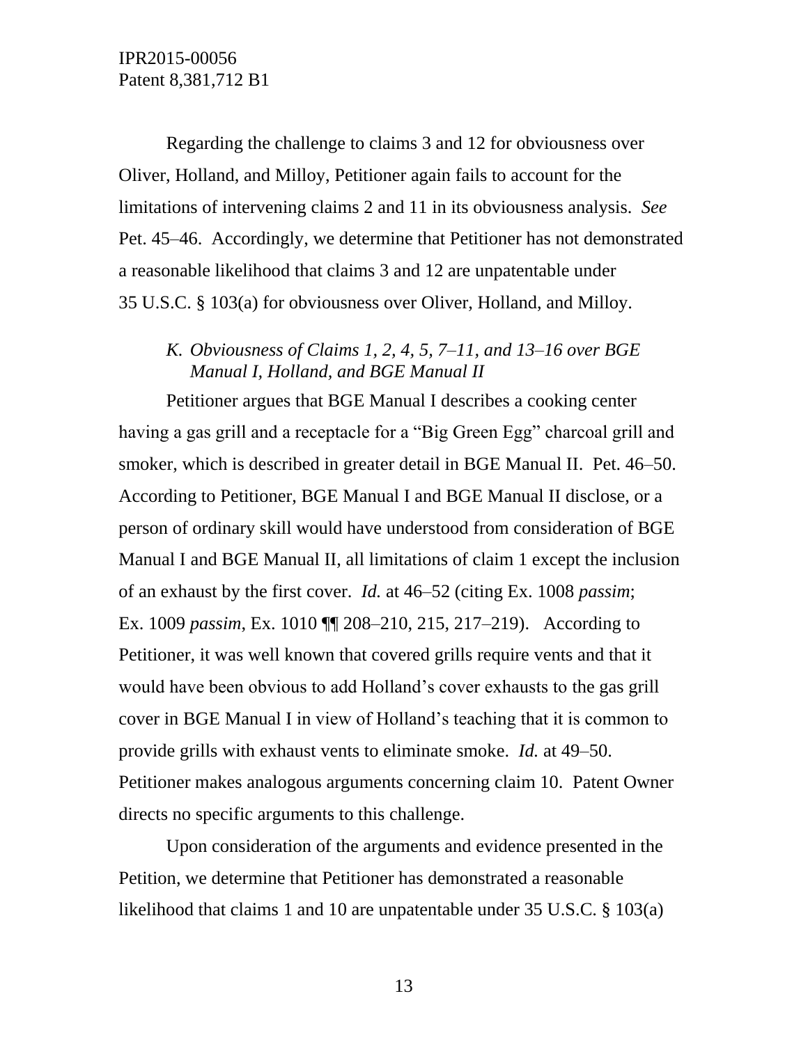Regarding the challenge to claims 3 and 12 for obviousness over Oliver, Holland, and Milloy, Petitioner again fails to account for the limitations of intervening claims 2 and 11 in its obviousness analysis. *See* Pet. 45–46. Accordingly, we determine that Petitioner has not demonstrated a reasonable likelihood that claims 3 and 12 are unpatentable under 35 U.S.C. § 103(a) for obviousness over Oliver, Holland, and Milloy.

### *K. Obviousness of Claims 1, 2, 4, 5, 7–11, and 13–16 over BGE Manual I, Holland, and BGE Manual II*

Petitioner argues that BGE Manual I describes a cooking center having a gas grill and a receptacle for a "Big Green Egg" charcoal grill and smoker, which is described in greater detail in BGE Manual II. Pet. 46–50. According to Petitioner, BGE Manual I and BGE Manual II disclose, or a person of ordinary skill would have understood from consideration of BGE Manual I and BGE Manual II, all limitations of claim 1 except the inclusion of an exhaust by the first cover. *Id.* at 46–52 (citing Ex. 1008 *passim*; Ex. 1009 *passim*, Ex. 1010 ¶¶ 208–210, 215, 217–219). According to Petitioner, it was well known that covered grills require vents and that it would have been obvious to add Holland's cover exhausts to the gas grill cover in BGE Manual I in view of Holland's teaching that it is common to provide grills with exhaust vents to eliminate smoke. *Id.* at 49–50. Petitioner makes analogous arguments concerning claim 10. Patent Owner directs no specific arguments to this challenge.

Upon consideration of the arguments and evidence presented in the Petition, we determine that Petitioner has demonstrated a reasonable likelihood that claims 1 and 10 are unpatentable under 35 U.S.C. § 103(a)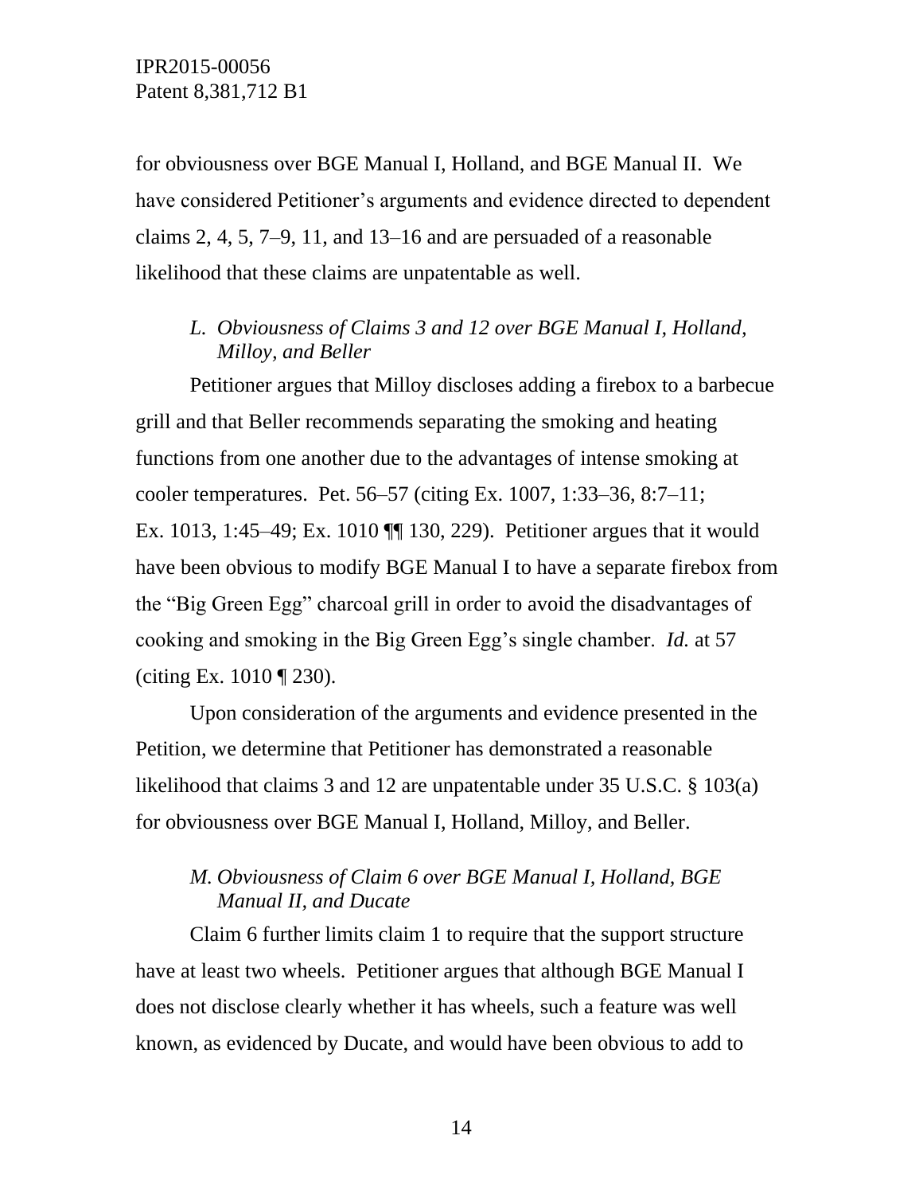for obviousness over BGE Manual I, Holland, and BGE Manual II. We have considered Petitioner's arguments and evidence directed to dependent claims 2, 4, 5, 7–9, 11, and 13–16 and are persuaded of a reasonable likelihood that these claims are unpatentable as well.

### *L. Obviousness of Claims 3 and 12 over BGE Manual I, Holland, Milloy, and Beller*

Petitioner argues that Milloy discloses adding a firebox to a barbecue grill and that Beller recommends separating the smoking and heating functions from one another due to the advantages of intense smoking at cooler temperatures. Pet. 56–57 (citing Ex. 1007, 1:33–36, 8:7–11; Ex. 1013, 1:45–49; Ex. 1010 ¶¶ 130, 229). Petitioner argues that it would have been obvious to modify BGE Manual I to have a separate firebox from the "Big Green Egg" charcoal grill in order to avoid the disadvantages of cooking and smoking in the Big Green Egg's single chamber. *Id.* at 57 (citing Ex. 1010 ¶ 230).

Upon consideration of the arguments and evidence presented in the Petition, we determine that Petitioner has demonstrated a reasonable likelihood that claims 3 and 12 are unpatentable under 35 U.S.C. § 103(a) for obviousness over BGE Manual I, Holland, Milloy, and Beller.

### *M. Obviousness of Claim 6 over BGE Manual I, Holland, BGE Manual II, and Ducate*

Claim 6 further limits claim 1 to require that the support structure have at least two wheels. Petitioner argues that although BGE Manual I does not disclose clearly whether it has wheels, such a feature was well known, as evidenced by Ducate, and would have been obvious to add to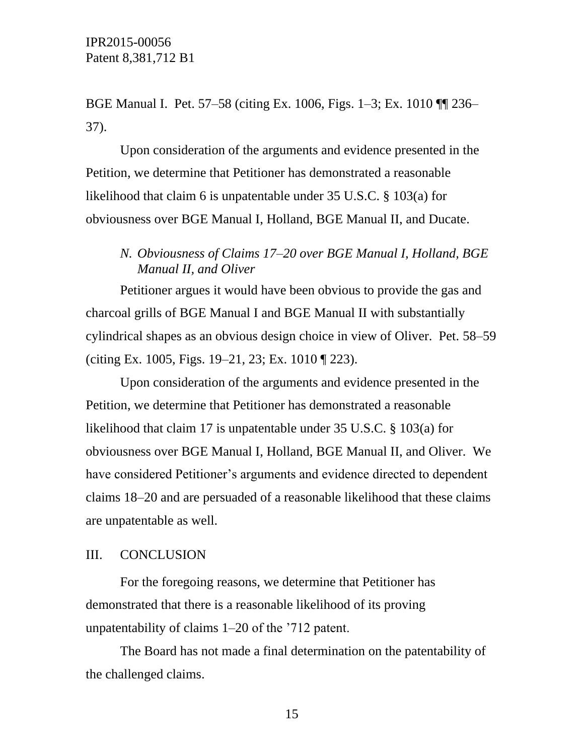BGE Manual I. Pet. 57–58 (citing Ex. 1006, Figs. 1–3; Ex. 1010 ¶¶ 236–37).

Upon consideration of the arguments and evidence presented in the Petition, we determine that Petitioner has demonstrated a reasonable likelihood that claim 6 is unpatentable under 35 U.S.C. § 103(a) for obviousness over BGE Manual I, Holland, BGE Manual II, and Ducate.

### *N. Obviousness of Claims 17–20 over BGE Manual I, Holland, BGE Manual II, and Oliver*

Petitioner argues it would have been obvious to provide the gas and charcoal grills of BGE Manual I and BGE Manual II with substantially cylindrical shapes as an obvious design choice in view of Oliver. Pet. 58–59 (citing Ex. 1005, Figs. 19–21, 23; Ex. 1010 ¶ 223).

Upon consideration of the arguments and evidence presented in the Petition, we determine that Petitioner has demonstrated a reasonable likelihood that claim 17 is unpatentable under 35 U.S.C. § 103(a) for obviousness over BGE Manual I, Holland, BGE Manual II, and Oliver. We have considered Petitioner's arguments and evidence directed to dependent claims 18–20 and are persuaded of a reasonable likelihood that these claims are unpatentable as well.

## III. CONCLUSION

For the foregoing reasons, we determine that Petitioner has demonstrated that there is a reasonable likelihood of its proving unpatentability of claims 1–20 of the '712 patent.

The Board has not made a final determination on the patentability of the challenged claims.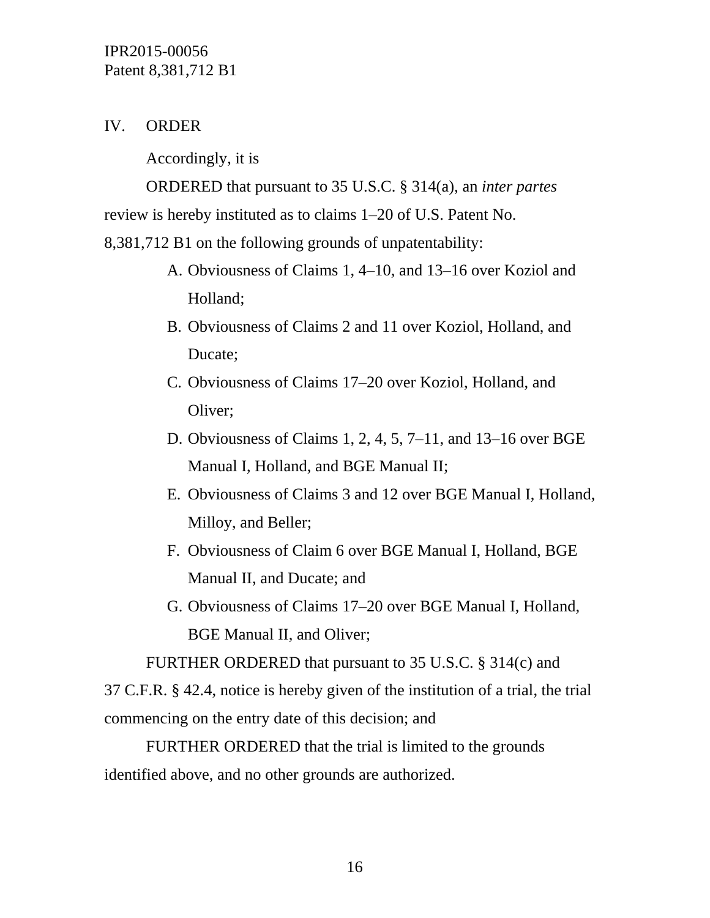## IV. ORDER

Accordingly, it is

ORDERED that pursuant to 35 U.S.C. § 314(a), an *inter partes* review is hereby instituted as to claims 1–20 of U.S. Patent No. 8,381,712 B1 on the following grounds of unpatentability:

A. Obviousness of Claims 1, 4–10, and 13–16 over Koziol and Holland;

B. Obviousness of Claims 2 and 11 over Koziol, Holland, and Ducate;

C. Obviousness of Claims 17–20 over Koziol, Holland, and Oliver;

D. Obviousness of Claims 1, 2, 4, 5, 7–11, and 13–16 over BGE Manual I, Holland, and BGE Manual II;

E. Obviousness of Claims 3 and 12 over BGE Manual I, Holland, Milloy, and Beller;

F. Obviousness of Claim 6 over BGE Manual I, Holland, BGE Manual II, and Ducate; and

G. Obviousness of Claims 17–20 over BGE Manual I, Holland, BGE Manual II, and Oliver;

FURTHER ORDERED that pursuant to 35 U.S.C. § 314(c) and 37 C.F.R. § 42.4, notice is hereby given of the institution of a trial, the trial commencing on the entry date of this decision; and

FURTHER ORDERED that the trial is limited to the grounds identified above, and no other grounds are authorized.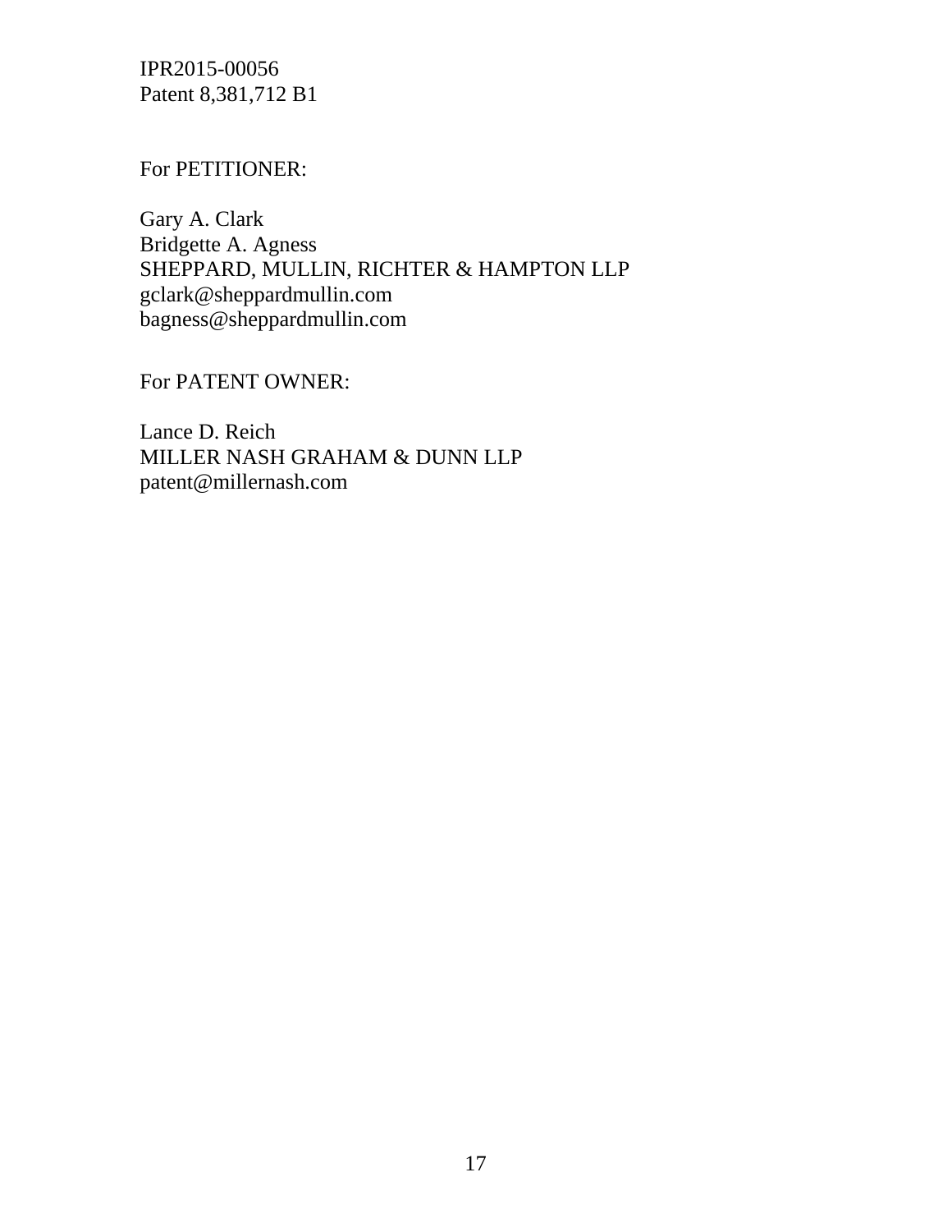For PETITIONER:

Gary A. Clark  
Bridgette A. Agness  
SHEPPARD, MULLIN, RICHTER & HAMPTON LLP  
gclark@sheppardmullin.com  
bagness@sheppardmullin.com

For PATENT OWNER:

Lance D. Reich  
MILLER NASH GRAHAM & DUNN LLP  
patent@millernash.com